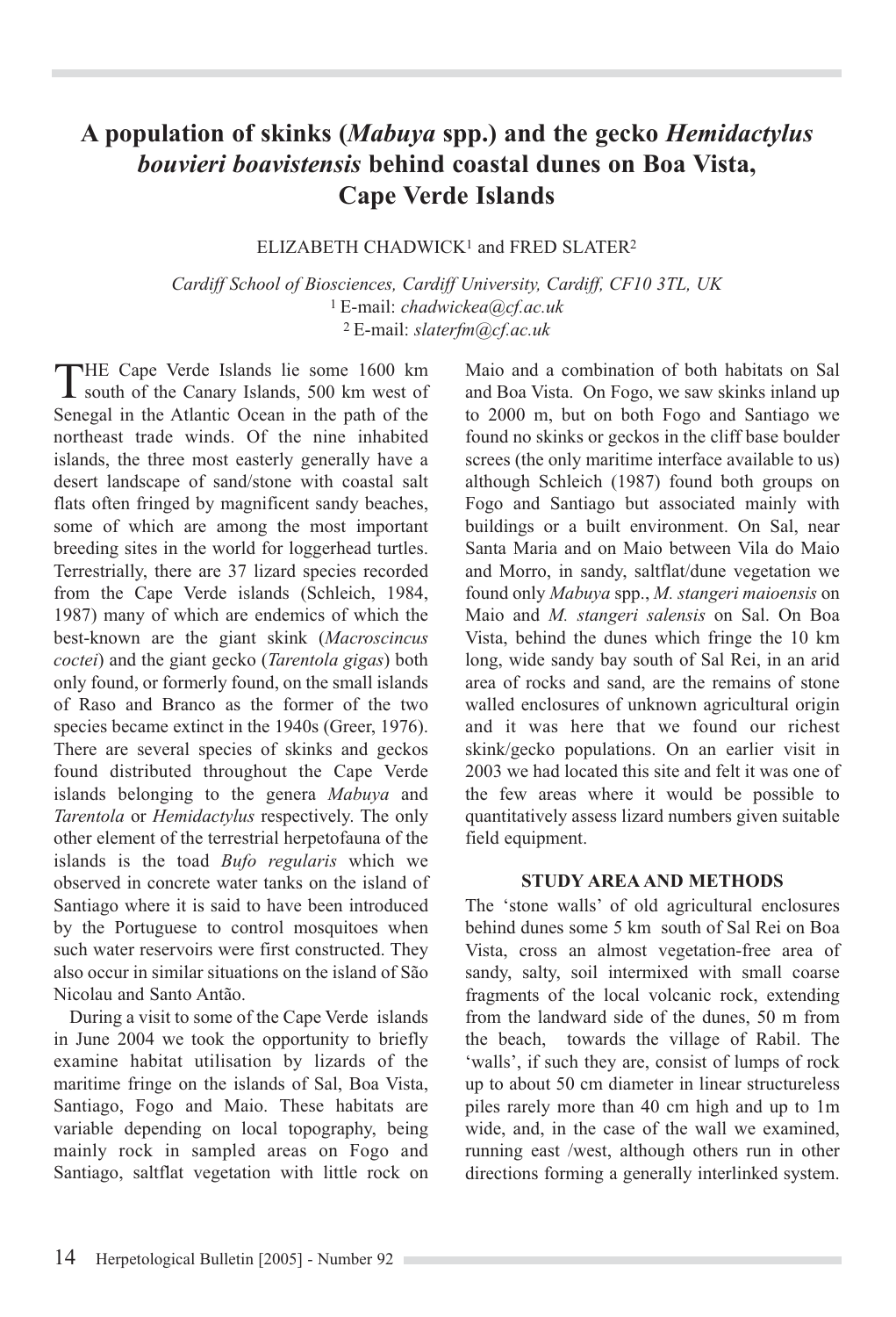# A population of skinks (*Mabuya* spp.) and the gecko *Hemidactylus bouvieri boavistensis* behind coastal dunes on Boa Vista, Cape Verde Islands

ELIZABETH CHADWICK[1] and FRED SLATER[2]

*Cardiff School of Biosciences, Cardiff University, Cardiff, CF10 3TL, UK*
[1] E-mail: *chadwickea@cf.ac.uk*
[2] E-mail: *slaterfm@cf.ac.uk*

THE Cape Verde Islands lie some 1600 km south of the Canary Islands, 500 km west of Senegal in the Atlantic Ocean in the path of the northeast trade winds. Of the nine inhabited islands, the three most easterly generally have a desert landscape of sand/stone with coastal salt flats often fringed by magnificent sandy beaches, some of which are among the most important breeding sites in the world for loggerhead turtles. Terrestrially, there are 37 lizard species recorded from the Cape Verde islands (Schleich, 1984, 1987) many of which are endemics of which the best-known are the giant skink (*Macroscincus coctei*) and the giant gecko (*Tarentola gigas*) both only found, or formerly found, on the small islands of Raso and Branco as the former of the two species became extinct in the 1940s (Greer, 1976). There are several species of skinks and geckos found distributed throughout the Cape Verde islands belonging to the genera *Mabuya* and *Tarentola* or *Hemidactylus* respectively. The only other element of the terrestrial herpetofauna of the islands is the toad *Bufo regularis* which we observed in concrete water tanks on the island of Santiago where it is said to have been introduced by the Portuguese to control mosquitoes when such water reservoirs were first constructed. They also occur in similar situations on the island of São Nicolau and Santo Antão.

During a visit to some of the Cape Verde islands in June 2004 we took the opportunity to briefly examine habitat utilisation by lizards of the maritime fringe on the islands of Sal, Boa Vista, Santiago, Fogo and Maio. These habitats are variable depending on local topography, being mainly rock in sampled areas on Fogo and Santiago, saltflat vegetation with little rock on Maio and a combination of both habitats on Sal and Boa Vista. On Fogo, we saw skinks inland up to 2000 m, but on both Fogo and Santiago we found no skinks or geckos in the cliff base boulder screes (the only maritime interface available to us) although Schleich (1987) found both groups on Fogo and Santiago but associated mainly with buildings or a built environment. On Sal, near Santa Maria and on Maio between Vila do Maio and Morro, in sandy, saltflat/dune vegetation we found only *Mabuya* spp., *M. stangeri maioensis* on Maio and *M. stangeri salensis* on Sal. On Boa Vista, behind the dunes which fringe the 10 km long, wide sandy bay south of Sal Rei, in an arid area of rocks and sand, are the remains of stone walled enclosures of unknown agricultural origin and it was here that we found our richest skink/gecko populations. On an earlier visit in 2003 we had located this site and felt it was one of the few areas where it would be possible to quantitatively assess lizard numbers given suitable field equipment.

## STUDY AREA AND METHODS

The 'stone walls' of old agricultural enclosures behind dunes some 5 km south of Sal Rei on Boa Vista, cross an almost vegetation-free area of sandy, salty, soil intermixed with small coarse fragments of the local volcanic rock, extending from the landward side of the dunes, 50 m from the beach, towards the village of Rabil. The 'walls', if such they are, consist of lumps of rock up to about 50 cm diameter in linear structureless piles rarely more than 40 cm high and up to 1m wide, and, in the case of the wall we examined, running east /west, although others run in other directions forming a generally interlinked system.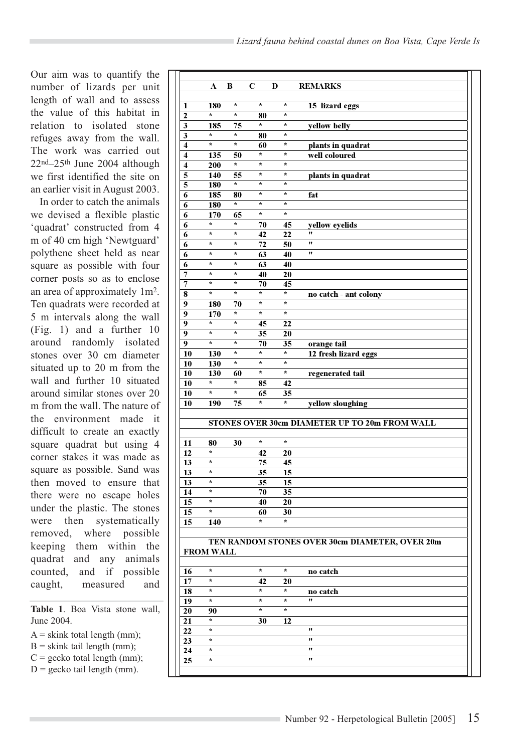Our aim was to quantify the number of lizards per unit length of wall and to assess the value of this habitat in relation to isolated stone refuges away from the wall. The work was carried out 22nd–25th June 2004 although we first identified the site on an earlier visit in August 2003.

In order to catch the animals we devised a flexible plastic 'quadrat' constructed from 4 m of 40 cm high 'Newtguard' polythene sheet held as near square as possible with four corner posts so as to enclose an area of approximately 1m². Ten quadrats were recorded at 5 m intervals along the wall (Fig. 1) and a further 10 around randomly isolated stones over 30 cm diameter situated up to 20 m from the wall and further 10 situated around similar stones over 20 m from the wall. The nature of the environment made it difficult to create an exactly square quadrat but using 4 corner stakes it was made as square as possible. Sand was then moved to ensure that there were no escape holes under the plastic. The stones were then systematically removed, where possible keeping them within the quadrat and any animals counted, and if possible caught, measured and

**Table 1**. Boa Vista stone wall, June 2004.

A = skink total length (mm);
B = skink tail length (mm);
C = gecko total length (mm);
D = gecko tail length (mm).

| | A | B | C | D | REMARKS |
|---|---|---|---|---|---|
| 1 | 180 | * | * | * | 15 lizard eggs |
| 2 | * | * | 80 | * | |
| 3 | 185 | 75 | * | * | yellow belly |
| 3 | * | * | 80 | * | |
| 4 | * | * | 60 | * | plants in quadrat |
| 4 | 135 | 50 | * | * | well coloured |
| 4 | 200 | * | * | * | |
| 5 | 140 | 55 | * | * | plants in quadrat |
| 5 | 180 | * | * | * | |
| 6 | 185 | 80 | * | * | fat |
| 6 | 180 | * | * | * | |
| 6 | 170 | 65 | * | * | |
| 6 | * | * | 70 | 45 | yellow eyelids |
| 6 | * | * | 42 | 22 | " |
| 6 | * | * | 72 | 50 | " |
| 6 | * | * | 63 | 40 | " |
| 6 | * | * | 63 | 40 | |
| 7 | * | * | 40 | 20 | |
| 7 | * | * | 70 | 45 | |
| 8 | * | * | * | * | no catch - ant colony |
| 9 | 180 | 70 | * | * | |
| 9 | 170 | * | * | * | |
| 9 | * | * | 45 | 22 | |
| 9 | * | * | 35 | 20 | |
| 9 | * | * | 70 | 35 | orange tail |
| 10 | 130 | * | * | * | 12 fresh lizard eggs |
| 10 | 130 | * | * | * | |
| 10 | 130 | 60 | * | * | regenerated tail |
| 10 | * | * | 85 | 42 | |
| 10 | * | * | 65 | 35 | |
| 10 | 190 | 75 | * | * | yellow sloughing |
| | **STONES OVER 30cm DIAMETER UP TO 20m FROM WALL** | | | | |
| 11 | 80 | 30 | * | * | |
| 12 | * | | 42 | 20 | |
| 13 | * | | 75 | 45 | |
| 13 | * | | 35 | 15 | |
| 13 | * | | 35 | 15 | |
| 14 | * | | 70 | 35 | |
| 15 | * | | 40 | 20 | |
| 15 | * | | 60 | 30 | |
| 15 | 140 | | * | * | |
| | **TEN RANDOM STONES OVER 30cm DIAMETER, OVER 20m FROM WALL** | | | | |
| 16 | * | | * | * | no catch |
| 17 | * | | 42 | 20 | |
| 18 | * | | * | * | no catch |
| 19 | * | | * | * | " |
| 20 | 90 | | * | * | |
| 21 | * | | 30 | 12 | |
| 22 | * | | | | " |
| 23 | * | | | | " |
| 24 | * | | | | " |
| 25 | * | | | | " |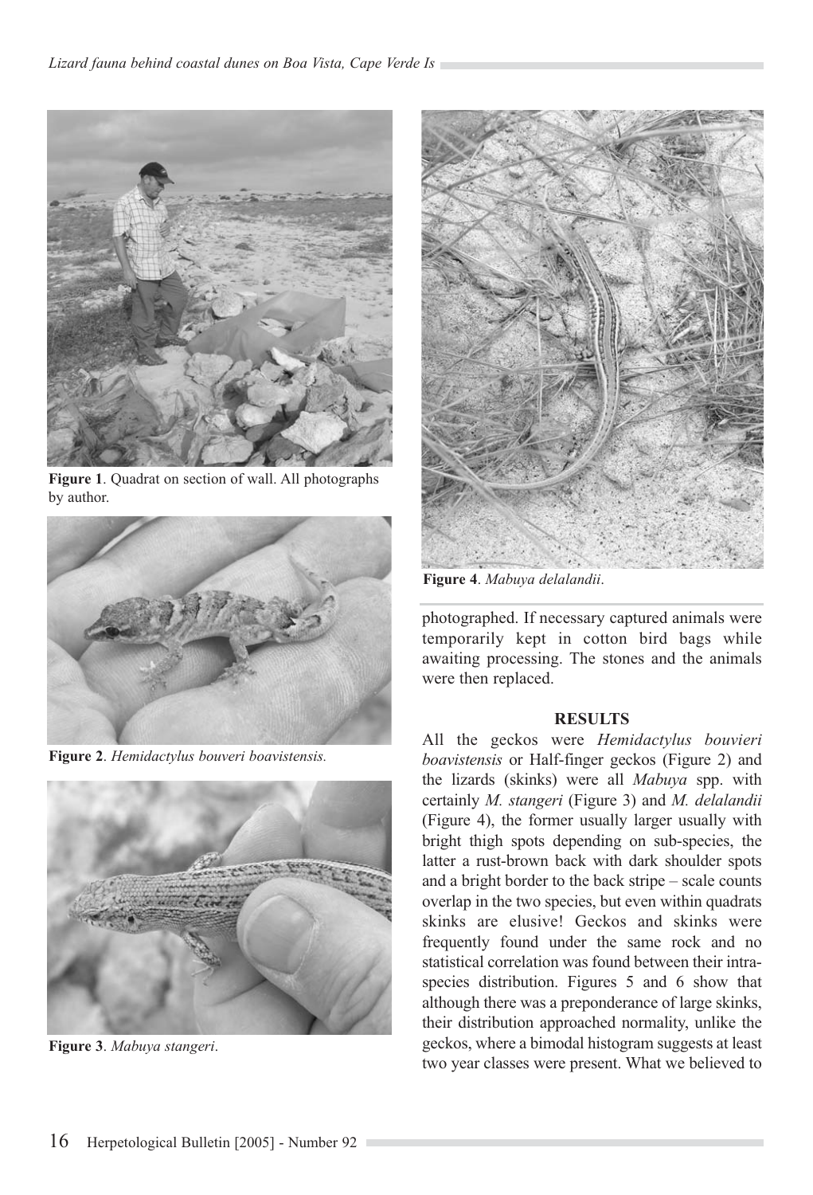**Figure 1**. Quadrat on section of wall. All photographs by author.

**Figure 2**. *Hemidactylus bouveri boavistensis.*

**Figure 3**. *Mabuya stangeri*.

**Figure 4**. *Mabuya delalandii*.

photographed. If necessary captured animals were temporarily kept in cotton bird bags while awaiting processing. The stones and the animals were then replaced.

## RESULTS

All the geckos were *Hemidactylus bouvieri boavistensis* or Half-finger geckos (Figure 2) and the lizards (skinks) were all *Mabuya* spp. with certainly *M. stangeri* (Figure 3) and *M. delalandii* (Figure 4), the former usually larger usually with bright thigh spots depending on sub-species, the latter a rust-brown back with dark shoulder spots and a bright border to the back stripe – scale counts overlap in the two species, but even within quadrats skinks are elusive! Geckos and skinks were frequently found under the same rock and no statistical correlation was found between their intra-species distribution. Figures 5 and 6 show that although there was a preponderance of large skinks, their distribution approached normality, unlike the geckos, where a bimodal histogram suggests at least two year classes were present. What we believed to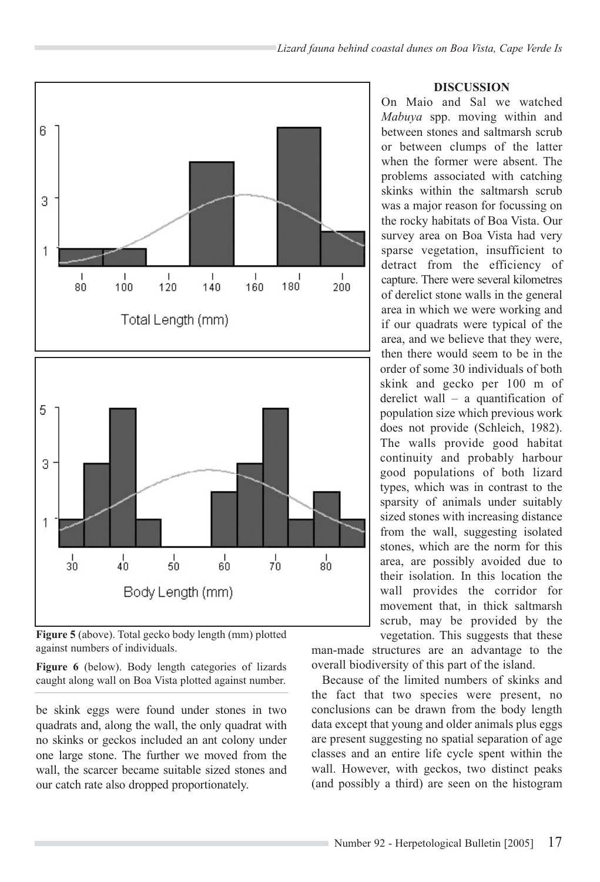**Figure 5** (above). Total gecko body length (mm) plotted against numbers of individuals.

**Figure 6** (below). Body length categories of lizards caught along wall on Boa Vista plotted against number.

be skink eggs were found under stones in two quadrats and, along the wall, the only quadrat with no skinks or geckos included an ant colony under one large stone. The further we moved from the wall, the scarcer became suitable sized stones and our catch rate also dropped proportionately.

## DISCUSSION

On Maio and Sal we watched *Mabuya* spp. moving within and between stones and saltmarsh scrub or between clumps of the latter when the former were absent. The problems associated with catching skinks within the saltmarsh scrub was a major reason for focussing on the rocky habitats of Boa Vista. Our survey area on Boa Vista had very sparse vegetation, insufficient to detract from the efficiency of capture. There were several kilometres of derelict stone walls in the general area in which we were working and if our quadrats were typical of the area, and we believe that they were, then there would seem to be in the order of some 30 individuals of both skink and gecko per 100 m of derelict wall – a quantification of population size which previous work does not provide (Schleich, 1982). The walls provide good habitat continuity and probably harbour good populations of both lizard types, which was in contrast to the sparsity of animals under suitably sized stones with increasing distance from the wall, suggesting isolated stones, which are the norm for this area, are possibly avoided due to their isolation. In this location the wall provides the corridor for movement that, in thick saltmarsh scrub, may be provided by the vegetation. This suggests that these man-made structures are an advantage to the overall biodiversity of this part of the island.

Because of the limited numbers of skinks and the fact that two species were present, no conclusions can be drawn from the body length data except that young and older animals plus eggs are present suggesting no spatial separation of age classes and an entire life cycle spent within the wall. However, with geckos, two distinct peaks (and possibly a third) are seen on the histogram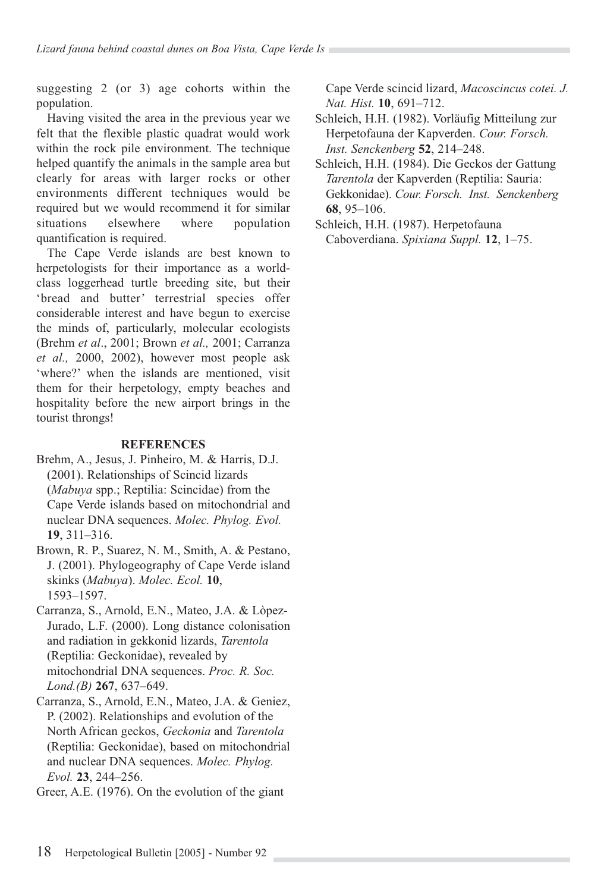suggesting 2 (or 3) age cohorts within the population.

Having visited the area in the previous year we felt that the flexible plastic quadrat would work within the rock pile environment. The technique helped quantify the animals in the sample area but clearly for areas with larger rocks or other environments different techniques would be required but we would recommend it for similar situations elsewhere where population quantification is required.

The Cape Verde islands are best known to herpetologists for their importance as a world-class loggerhead turtle breeding site, but their 'bread and butter' terrestrial species offer considerable interest and have begun to exercise the minds of, particularly, molecular ecologists (Brehm *et al*., 2001; Brown *et al.,* 2001; Carranza *et al.,* 2000, 2002), however most people ask 'where?' when the islands are mentioned, visit them for their herpetology, empty beaches and hospitality before the new airport brings in the tourist throngs!

## REFERENCES

Brehm, A., Jesus, J. Pinheiro, M. & Harris, D.J. (2001). Relationships of Scincid lizards (*Mabuya* spp.; Reptilia: Scincidae) from the Cape Verde islands based on mitochondrial and nuclear DNA sequences. *Molec. Phylog. Evol.* **19**, 311–316.

Brown, R. P., Suarez, N. M., Smith, A. & Pestano, J. (2001). Phylogeography of Cape Verde island skinks (*Mabuya*). *Molec. Ecol.* **10**, 1593–1597.

Carranza, S., Arnold, E.N., Mateo, J.A. & Lòpez-Jurado, L.F. (2000). Long distance colonisation and radiation in gekkonid lizards, *Tarentola* (Reptilia: Geckonidae), revealed by mitochondrial DNA sequences. *Proc. R. Soc. Lond.(B)* **267**, 637–649.

Carranza, S., Arnold, E.N., Mateo, J.A. & Geniez, P. (2002). Relationships and evolution of the North African geckos, *Geckonia* and *Tarentola* (Reptilia: Geckonidae), based on mitochondrial and nuclear DNA sequences. *Molec. Phylog. Evol.* **23**, 244–256.

Greer, A.E. (1976). On the evolution of the giant Cape Verde scincid lizard, *Macoscincus cotei. J. Nat. Hist.* **10**, 691–712.

Schleich, H.H. (1982). Vorläufig Mitteilung zur Herpetofauna der Kapverden. *Cour. Forsch. Inst. Senckenberg* **52**, 214–248.

Schleich, H.H. (1984). Die Geckos der Gattung *Tarentola* der Kapverden (Reptilia: Sauria: Gekkonidae). *Cour. Forsch. Inst. Senckenberg* **68**, 95–106.

Schleich, H.H. (1987). Herpetofauna Caboverdiana. *Spixiana Suppl.* **12**, 1–75.